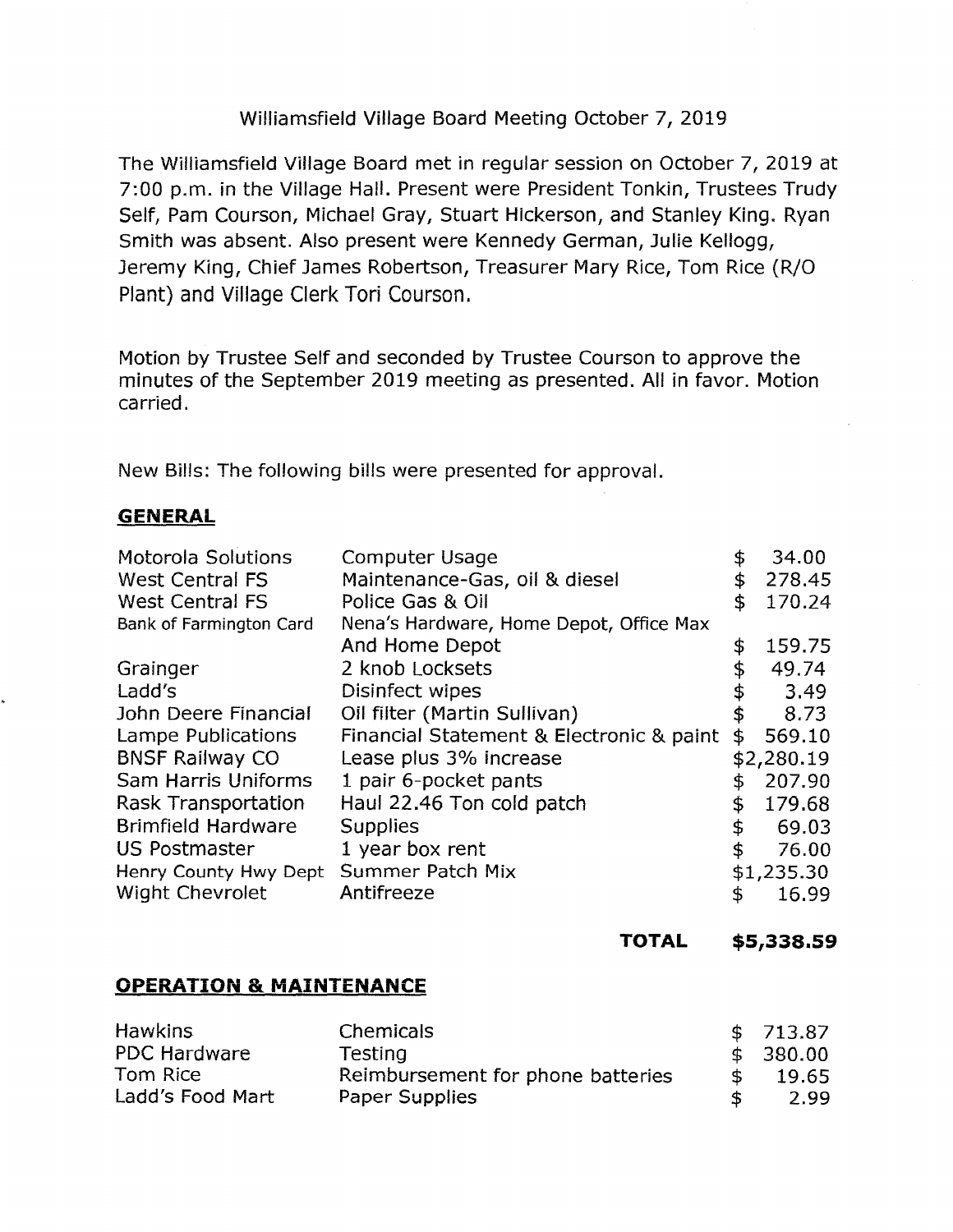Williamsfield Village Board Meeting October 7, 2019

The Williamsfield Village Board met in regular session on October 7, 2019 at 7:00 p.m. in the Village Hall. Present were President Tonkin, Trustees Trudy Self, Pam Courson, Michael Gray, Stuart Hickerson, and Stanley King. Ryan Smith was absent. Also present were Kennedy German, Julie Kellogg, Jeremy King, Chief James Robertson, Treasurer Mary Rice, Tom Rice (R/O Plant) and Village Clerk Tori Courson.

Motion by Trustee Self and seconded by Trustee Courson to approve the minutes of the September 2019 meeting as presented. All in favor. Motion carried.

New Bills: The following bills were presented for approval.

**GENERAL**

| | | |
|---|---|---|
| Motorola Solutions | Computer Usage | $ 34.00 |
| West Central FS | Maintenance-Gas, oil & diesel | $ 278.45 |
| West Central FS | Police Gas & Oil | $ 170.24 |
| Bank of Farmington Card | Nena's Hardware, Home Depot, Office Max And Home Depot | $ 159.75 |
| Grainger | 2 knob Locksets | $ 49.74 |
| Ladd's | Disinfect wipes | $ 3.49 |
| John Deere Financial | Oil filter (Martin Sullivan) | $ 8.73 |
| Lampe Publications | Financial Statement & Electronic & paint | $ 569.10 |
| BNSF Railway CO | Lease plus 3% increase | $2,280.19 |
| Sam Harris Uniforms | 1 pair 6-pocket pants | $ 207.90 |
| Rask Transportation | Haul 22.46 Ton cold patch | $ 179.68 |
| Brimfield Hardware | Supplies | $ 69.03 |
| US Postmaster | 1 year box rent | $ 76.00 |
| Henry County Hwy Dept | Summer Patch Mix | $1,235.30 |
| Wight Chevrolet | Antifreeze | $ 16.99 |
| | **TOTAL** | **$5,338.59** |

**OPERATION & MAINTENANCE**

| | | |
|---|---|---|
| Hawkins | Chemicals | $ 713.87 |
| PDC Hardware | Testing | $ 380.00 |
| Tom Rice | Reimbursement for phone batteries | $ 19.65 |
| Ladd's Food Mart | Paper Supplies | $ 2.99 |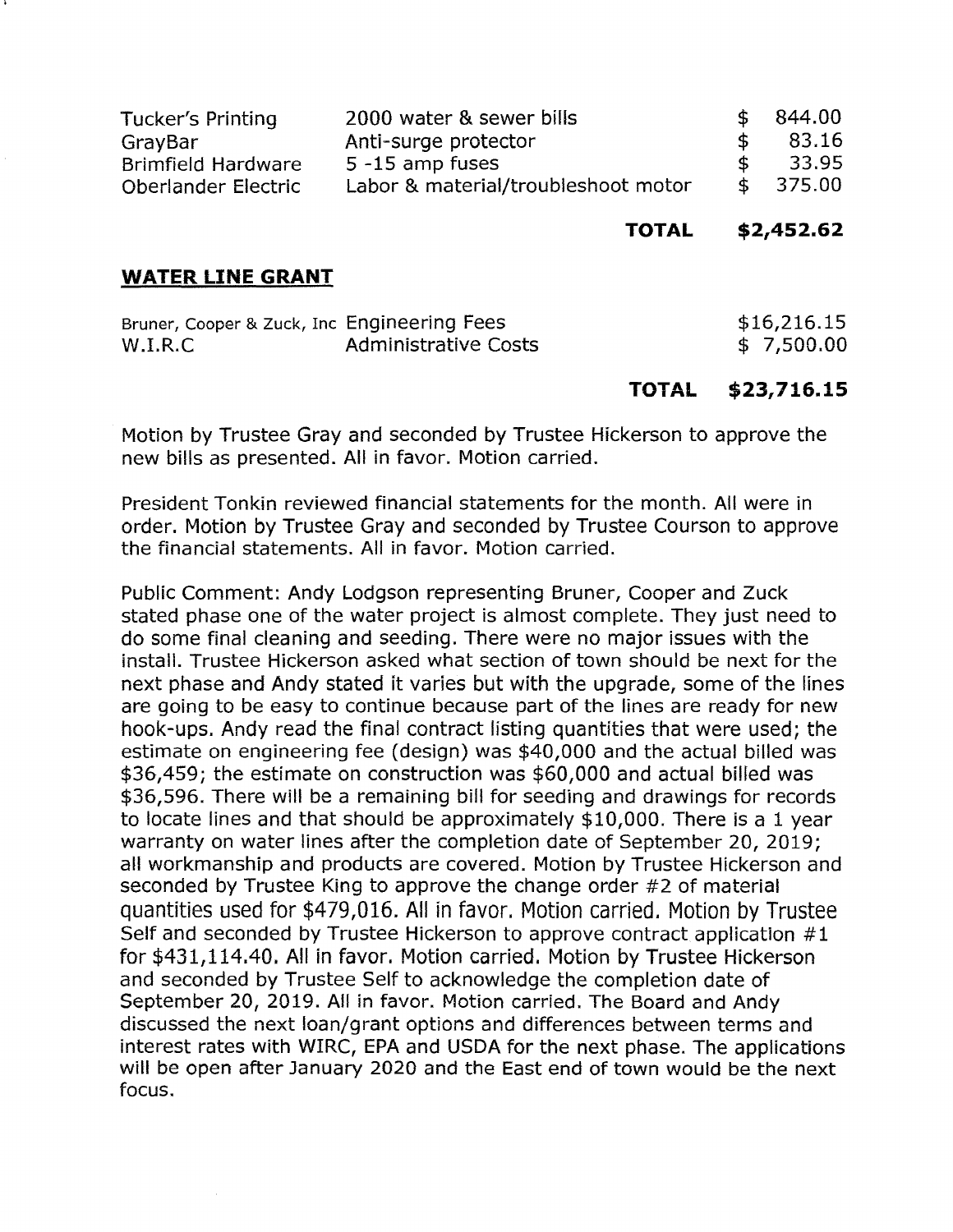| | | |
|---|---|---|
| Tucker's Printing | 2000 water & sewer bills | $ 844.00 |
| GrayBar | Anti-surge protector | $ 83.16 |
| Brimfield Hardware | 5 -15 amp fuses | $ 33.95 |
| Oberlander Electric | Labor & material/troubleshoot motor | $ 375.00 |
| | **TOTAL** | **$2,452.62** |

## WATER LINE GRANT

| | | |
|---|---|---|
| Bruner, Cooper & Zuck, Inc | Engineering Fees | $16,216.15 |
| W.I.R.C | Administrative Costs | $ 7,500.00 |
| | **TOTAL** | **$23,716.15** |

Motion by Trustee Gray and seconded by Trustee Hickerson to approve the new bills as presented. All in favor. Motion carried.

President Tonkin reviewed financial statements for the month. All were in order. Motion by Trustee Gray and seconded by Trustee Courson to approve the financial statements. All in favor. Motion carried.

Public Comment: Andy Lodgson representing Bruner, Cooper and Zuck stated phase one of the water project is almost complete. They just need to do some final cleaning and seeding. There were no major issues with the install. Trustee Hickerson asked what section of town should be next for the next phase and Andy stated it varies but with the upgrade, some of the lines are going to be easy to continue because part of the lines are ready for new hook-ups. Andy read the final contract listing quantities that were used; the estimate on engineering fee (design) was $40,000 and the actual billed was $36,459; the estimate on construction was $60,000 and actual billed was $36,596. There will be a remaining bill for seeding and drawings for records to locate lines and that should be approximately $10,000. There is a 1 year warranty on water lines after the completion date of September 20, 2019; all workmanship and products are covered. Motion by Trustee Hickerson and seconded by Trustee King to approve the change order #2 of material quantities used for $479,016. All in favor. Motion carried. Motion by Trustee Self and seconded by Trustee Hickerson to approve contract application #1 for $431,114.40. All in favor. Motion carried. Motion by Trustee Hickerson and seconded by Trustee Self to acknowledge the completion date of September 20, 2019. All in favor. Motion carried. The Board and Andy discussed the next loan/grant options and differences between terms and interest rates with WIRC, EPA and USDA for the next phase. The applications will be open after January 2020 and the East end of town would be the next focus.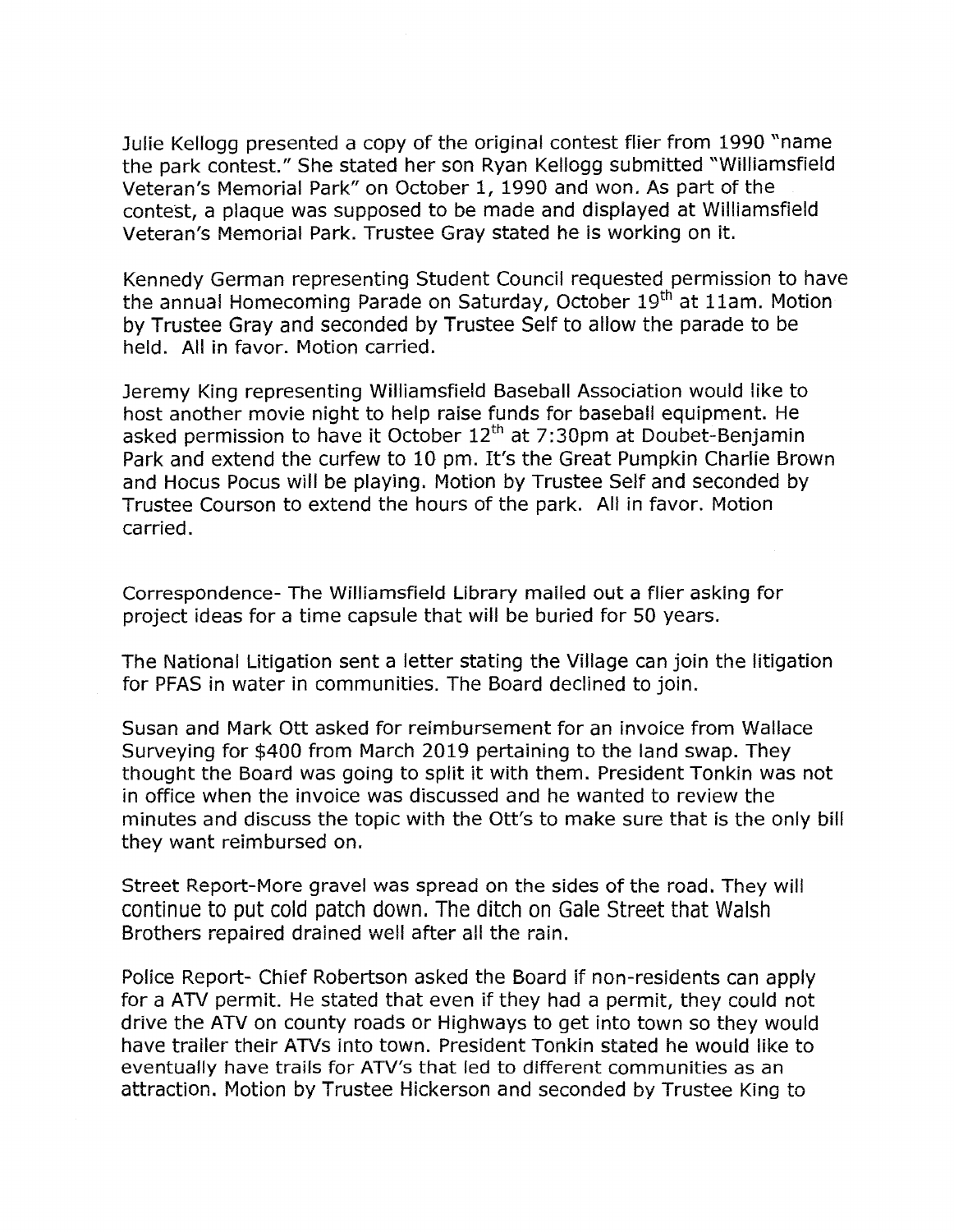Julie Kellogg presented a copy of the original contest flier from 1990 "name the park contest." She stated her son Ryan Kellogg submitted "Williamsfield Veteran's Memorial Park" on October 1, 1990 and won. As part of the contest, a plaque was supposed to be made and displayed at Williamsfield Veteran's Memorial Park. Trustee Gray stated he is working on it.

Kennedy German representing Student Council requested permission to have the annual Homecoming Parade on Saturday, October 19th at 11am. Motion by Trustee Gray and seconded by Trustee Self to allow the parade to be held. All in favor. Motion carried.

Jeremy King representing Williamsfield Baseball Association would like to host another movie night to help raise funds for baseball equipment. He asked permission to have it October 12th at 7:30pm at Doubet-Benjamin Park and extend the curfew to 10 pm. It's the Great Pumpkin Charlie Brown and Hocus Pocus will be playing. Motion by Trustee Self and seconded by Trustee Courson to extend the hours of the park. All in favor. Motion carried.

Correspondence- The Williamsfield Library mailed out a flier asking for project ideas for a time capsule that will be buried for 50 years.

The National Litigation sent a letter stating the Village can join the litigation for PFAS in water in communities. The Board declined to join.

Susan and Mark Ott asked for reimbursement for an invoice from Wallace Surveying for $400 from March 2019 pertaining to the land swap. They thought the Board was going to split it with them. President Tonkin was not in office when the invoice was discussed and he wanted to review the minutes and discuss the topic with the Ott's to make sure that is the only bill they want reimbursed on.

Street Report-More gravel was spread on the sides of the road. They will continue to put cold patch down. The ditch on Gale Street that Walsh Brothers repaired drained well after all the rain.

Police Report- Chief Robertson asked the Board if non-residents can apply for a ATV permit. He stated that even if they had a permit, they could not drive the ATV on county roads or Highways to get into town so they would have trailer their ATVs into town. President Tonkin stated he would like to eventually have trails for ATV's that led to different communities as an attraction. Motion by Trustee Hickerson and seconded by Trustee King to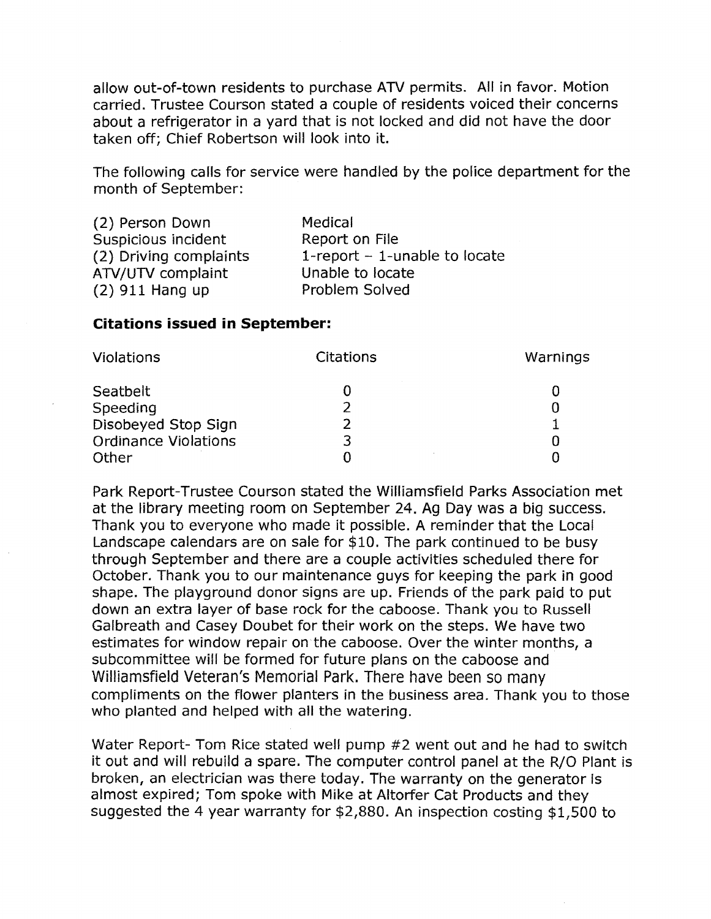allow out-of-town residents to purchase ATV permits. All in favor. Motion carried. Trustee Courson stated a couple of residents voiced their concerns about a refrigerator in a yard that is not locked and did not have the door taken off; Chief Robertson will look into it.

The following calls for service were handled by the police department for the month of September:

| | |
|---|---|
| (2) Person Down | Medical |
| Suspicious incident | Report on File |
| (2) Driving complaints | 1-report – 1-unable to locate |
| ATV/UTV complaint | Unable to locate |
| (2) 911 Hang up | Problem Solved |

**Citations issued in September:**

| Violations | Citations | Warnings |
|---|---|---|
| Seatbelt | 0 | 0 |
| Speeding | 2 | 0 |
| Disobeyed Stop Sign | 2 | 1 |
| Ordinance Violations | 3 | 0 |
| Other | 0 | 0 |

Park Report-Trustee Courson stated the Williamsfield Parks Association met at the library meeting room on September 24. Ag Day was a big success. Thank you to everyone who made it possible. A reminder that the Local Landscape calendars are on sale for $10. The park continued to be busy through September and there are a couple activities scheduled there for October. Thank you to our maintenance guys for keeping the park in good shape. The playground donor signs are up. Friends of the park paid to put down an extra layer of base rock for the caboose. Thank you to Russell Galbreath and Casey Doubet for their work on the steps. We have two estimates for window repair on the caboose. Over the winter months, a subcommittee will be formed for future plans on the caboose and Williamsfield Veteran's Memorial Park. There have been so many compliments on the flower planters in the business area. Thank you to those who planted and helped with all the watering.

Water Report- Tom Rice stated well pump #2 went out and he had to switch it out and will rebuild a spare. The computer control panel at the R/O Plant is broken, an electrician was there today. The warranty on the generator is almost expired; Tom spoke with Mike at Altorfer Cat Products and they suggested the 4 year warranty for $2,880. An inspection costing $1,500 to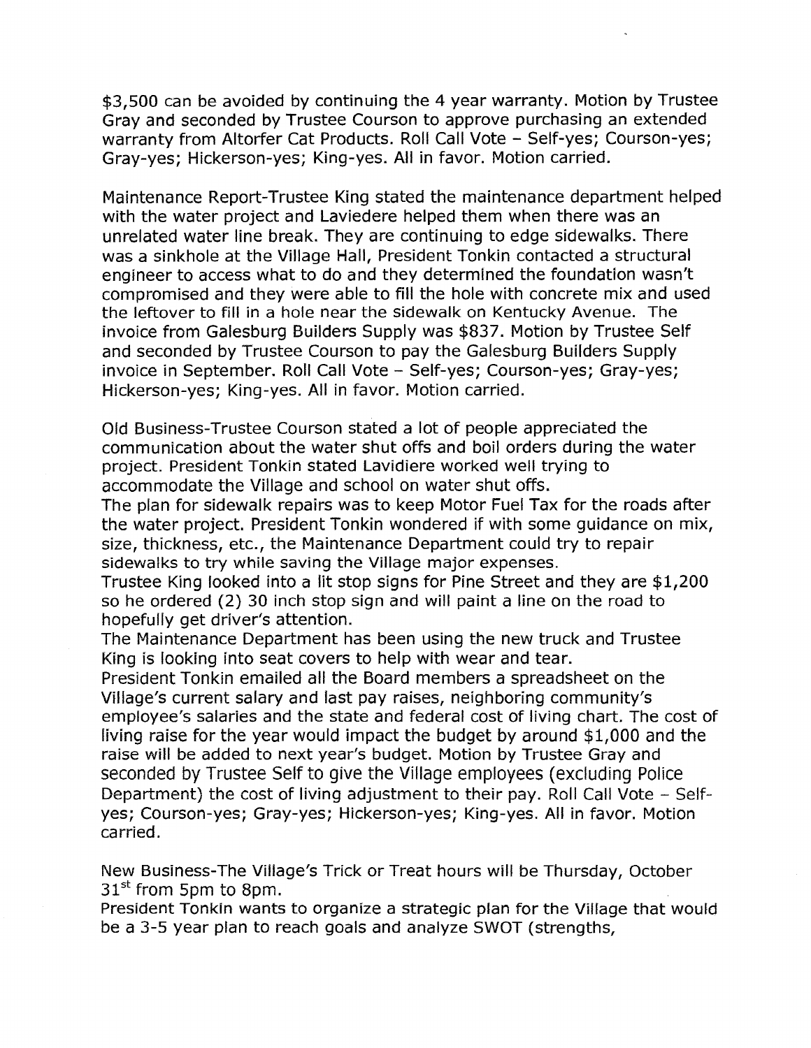$3,500 can be avoided by continuing the 4 year warranty. Motion by Trustee Gray and seconded by Trustee Courson to approve purchasing an extended warranty from Altorfer Cat Products. Roll Call Vote – Self-yes; Courson-yes; Gray-yes; Hickerson-yes; King-yes. All in favor. Motion carried.

Maintenance Report-Trustee King stated the maintenance department helped with the water project and Laviedere helped them when there was an unrelated water line break. They are continuing to edge sidewalks. There was a sinkhole at the Village Hall, President Tonkin contacted a structural engineer to access what to do and they determined the foundation wasn't compromised and they were able to fill the hole with concrete mix and used the leftover to fill in a hole near the sidewalk on Kentucky Avenue. The invoice from Galesburg Builders Supply was $837. Motion by Trustee Self and seconded by Trustee Courson to pay the Galesburg Builders Supply invoice in September. Roll Call Vote – Self-yes; Courson-yes; Gray-yes; Hickerson-yes; King-yes. All in favor. Motion carried.

Old Business-Trustee Courson stated a lot of people appreciated the communication about the water shut offs and boil orders during the water project. President Tonkin stated Lavidiere worked well trying to accommodate the Village and school on water shut offs.
The plan for sidewalk repairs was to keep Motor Fuel Tax for the roads after the water project. President Tonkin wondered if with some guidance on mix, size, thickness, etc., the Maintenance Department could try to repair sidewalks to try while saving the Village major expenses.
Trustee King looked into a lit stop signs for Pine Street and they are $1,200 so he ordered (2) 30 inch stop sign and will paint a line on the road to hopefully get driver's attention.
The Maintenance Department has been using the new truck and Trustee King is looking into seat covers to help with wear and tear.
President Tonkin emailed all the Board members a spreadsheet on the Village's current salary and last pay raises, neighboring community's employee's salaries and the state and federal cost of living chart. The cost of living raise for the year would impact the budget by around $1,000 and the raise will be added to next year's budget. Motion by Trustee Gray and seconded by Trustee Self to give the Village employees (excluding Police Department) the cost of living adjustment to their pay. Roll Call Vote – Self-yes; Courson-yes; Gray-yes; Hickerson-yes; King-yes. All in favor. Motion carried.

New Business-The Village's Trick or Treat hours will be Thursday, October 31st from 5pm to 8pm.
President Tonkin wants to organize a strategic plan for the Village that would be a 3-5 year plan to reach goals and analyze SWOT (strengths,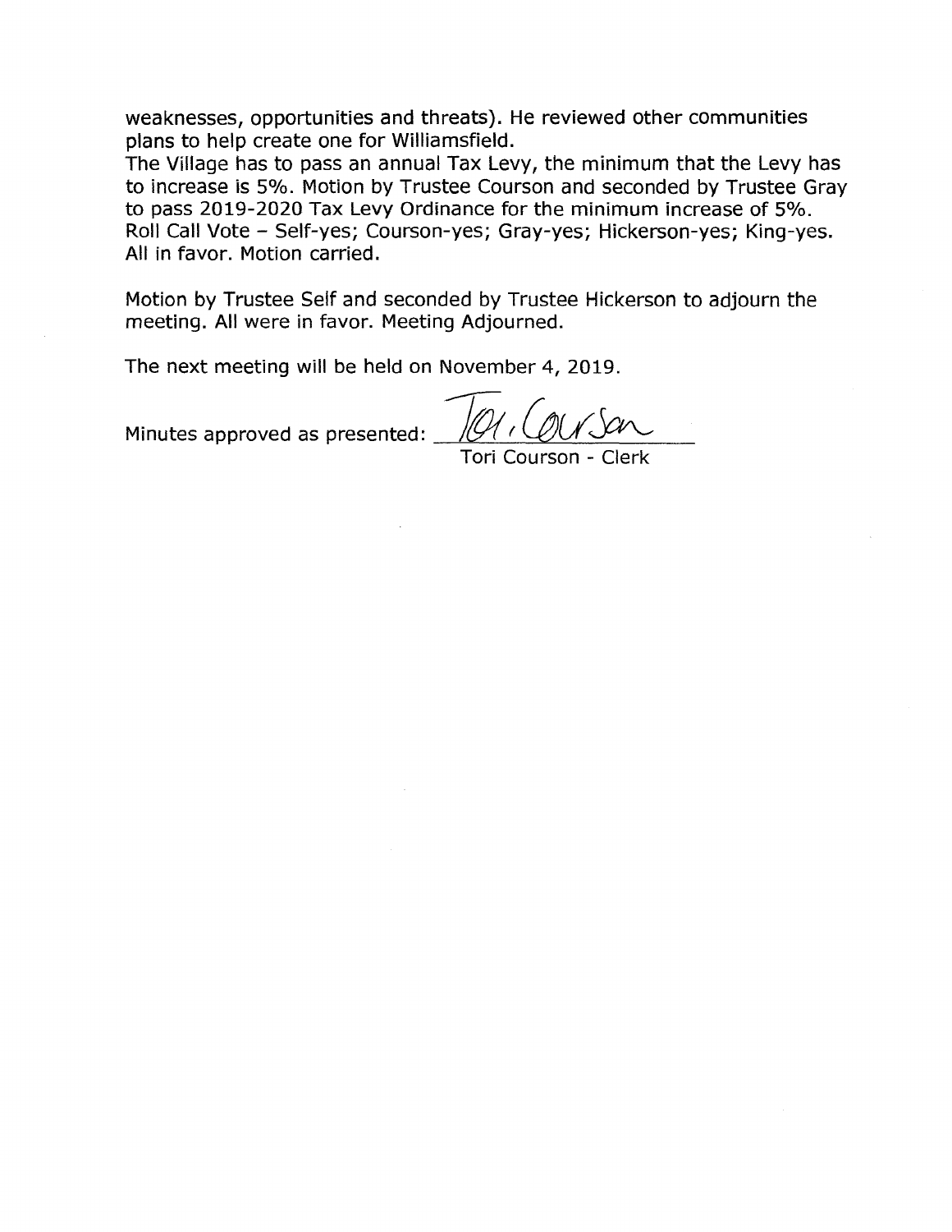weaknesses, opportunities and threats). He reviewed other communities plans to help create one for Williamsfield.

The Village has to pass an annual Tax Levy, the minimum that the Levy has to increase is 5%. Motion by Trustee Courson and seconded by Trustee Gray to pass 2019-2020 Tax Levy Ordinance for the minimum increase of 5%. Roll Call Vote – Self-yes; Courson-yes; Gray-yes; Hickerson-yes; King-yes. All in favor. Motion carried.

Motion by Trustee Self and seconded by Trustee Hickerson to adjourn the meeting. All were in favor. Meeting Adjourned.

The next meeting will be held on November 4, 2019.

Minutes approved as presented: Tori Courson

Tori Courson - Clerk